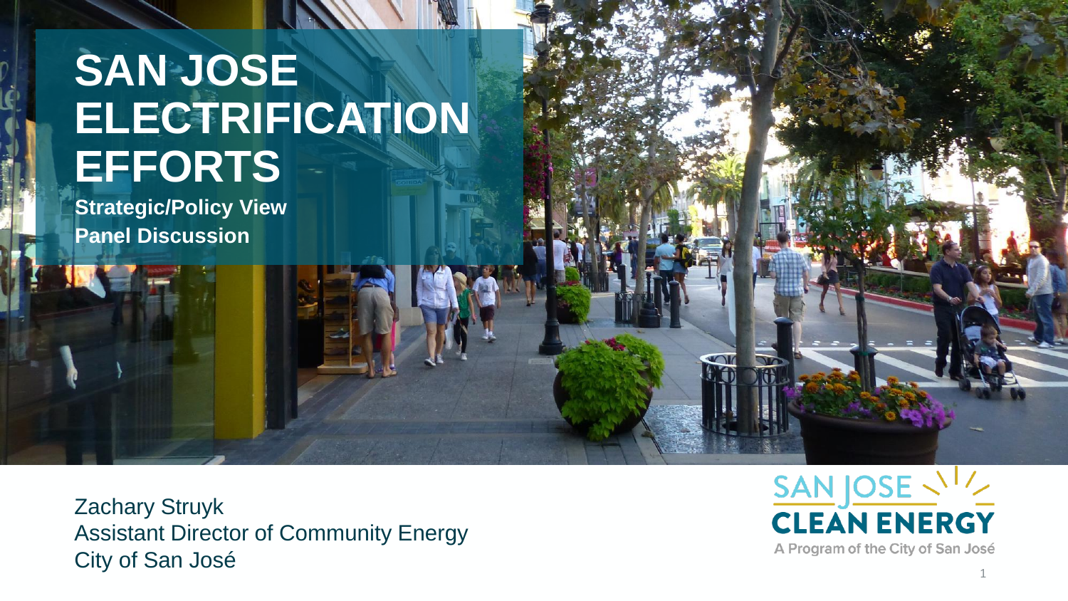# SAN JOSE ELECTRIFICATION EFFORTS

**Strategic/Policy View**

**Panel Discussion**

Zachary Struyk
Assistant Director of Community Energy
City of San José

SAN JOSE CLEAN ENERGY
A Program of the City of San José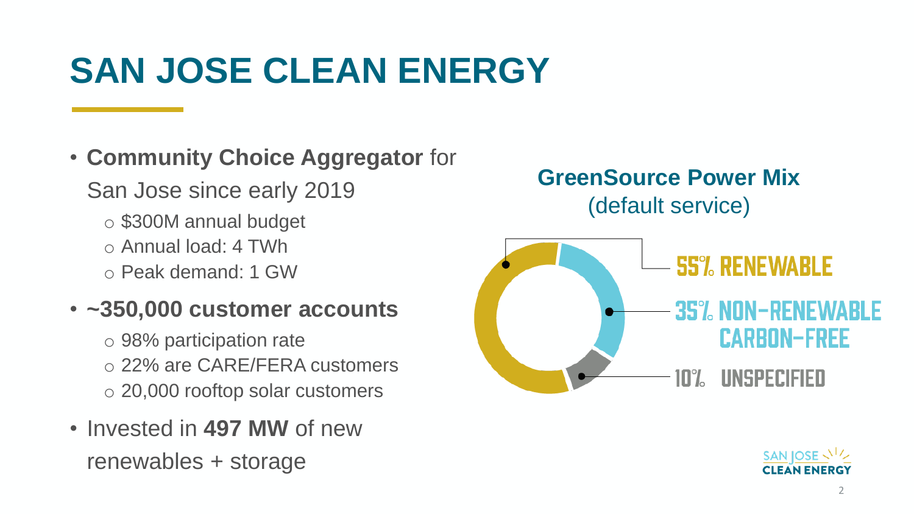# SAN JOSE CLEAN ENERGY

- **Community Choice Aggregator** for San Jose since early 2019
  - $300M annual budget
  - Annual load: 4 TWh
  - Peak demand: 1 GW
- **~350,000 customer accounts**
  - 98% participation rate
  - 22% are CARE/FERA customers
  - 20,000 rooftop solar customers
- Invested in **497 MW** of new renewables + storage

**GreenSource Power Mix**
(default service)

55% RENEWABLE

35% NON-RENEWABLE CARBON-FREE

10% UNSPECIFIED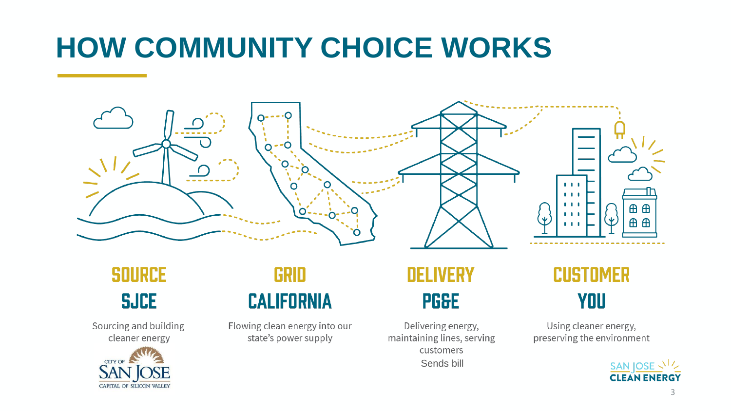# HOW COMMUNITY CHOICE WORKS

## SOURCE
### SJCE
Sourcing and building cleaner energy

## GRID
### CALIFORNIA
Flowing clean energy into our state's power supply

## DELIVERY
### PG&E
Delivering energy, maintaining lines, serving customers

Sends bill

## CUSTOMER
### YOU
Using cleaner energy, preserving the environment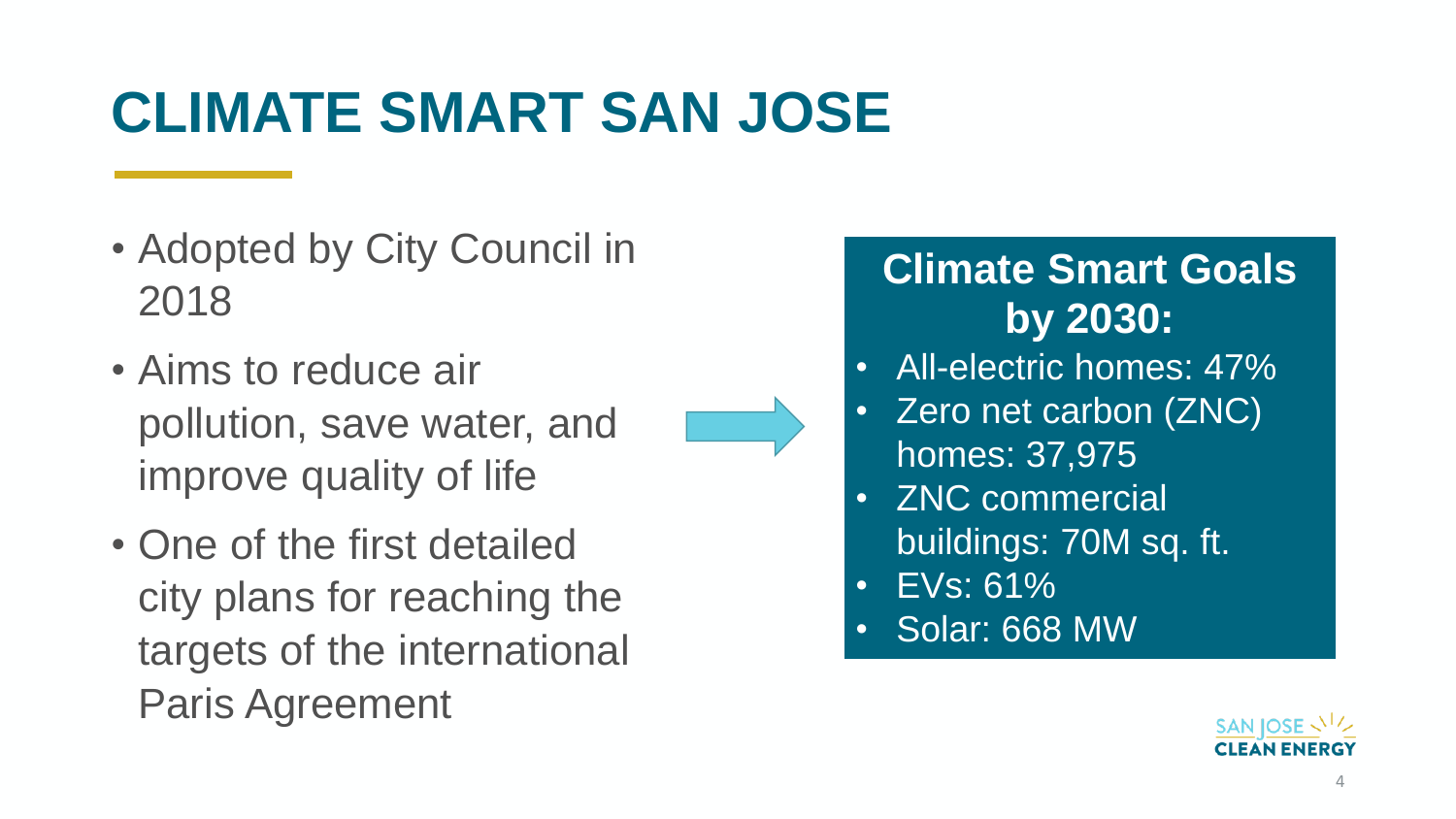# CLIMATE SMART SAN JOSE

- Adopted by City Council in 2018
- Aims to reduce air pollution, save water, and improve quality of life
- One of the first detailed city plans for reaching the targets of the international Paris Agreement

## Climate Smart Goals by 2030:

- All-electric homes: 47%
- Zero net carbon (ZNC) homes: 37,975
- ZNC commercial buildings: 70M sq. ft.
- EVs: 61%
- Solar: 668 MW

SAN JOSE CLEAN ENERGY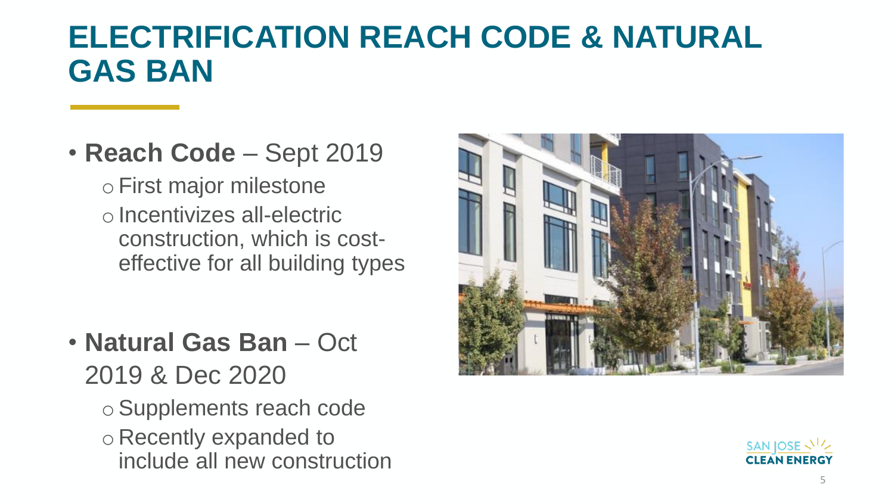# ELECTRIFICATION REACH CODE & NATURAL GAS BAN

- **Reach Code** – Sept 2019
  - First major milestone
  - Incentivizes all-electric construction, which is cost-effective for all building types

- **Natural Gas Ban** – Oct 2019 & Dec 2020
  - Supplements reach code
  - Recently expanded to include all new construction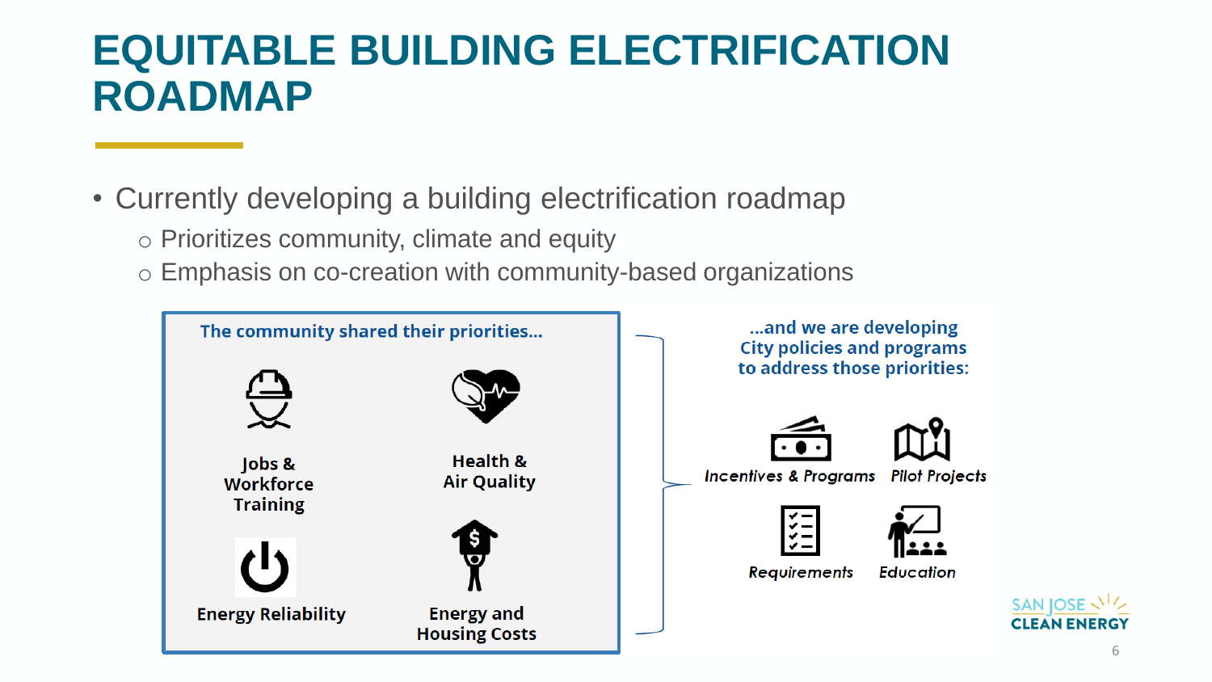# EQUITABLE BUILDING ELECTRIFICATION ROADMAP

- Currently developing a building electrification roadmap
  - Prioritizes community, climate and equity
  - Emphasis on co-creation with community-based organizations

**The community shared their priorities…**

- Jobs & Workforce Training
- Health & Air Quality
- Energy Reliability
- Energy and Housing Costs

**…and we are developing City policies and programs to address those priorities:**

- *Incentives & Programs*
- *Pilot Projects*
- *Requirements*
- *Education*

SAN JOSE CLEAN ENERGY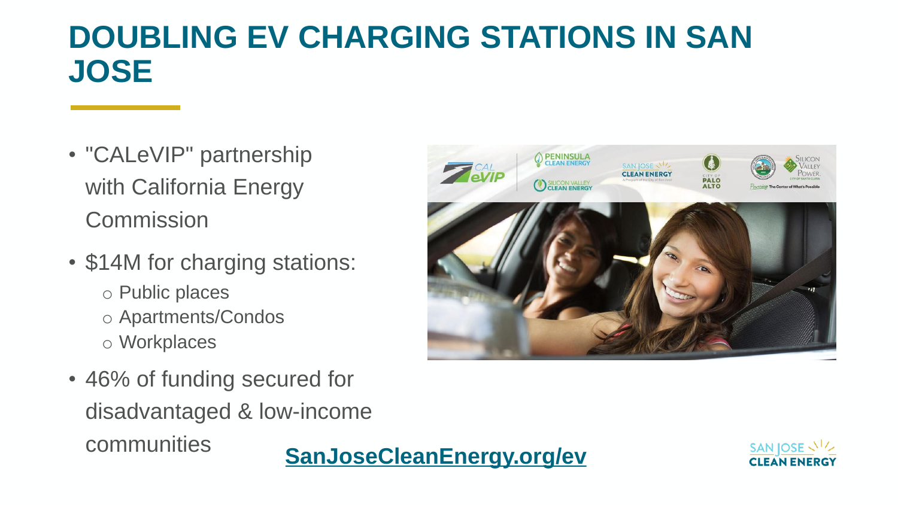# DOUBLING EV CHARGING STATIONS IN SAN JOSE

- "CALeVIP" partnership with California Energy Commission
- $14M for charging stations:
  - Public places
  - Apartments/Condos
  - Workplaces
- 46% of funding secured for disadvantaged & low-income communities

**SanJoseCleanEnergy.org/ev**